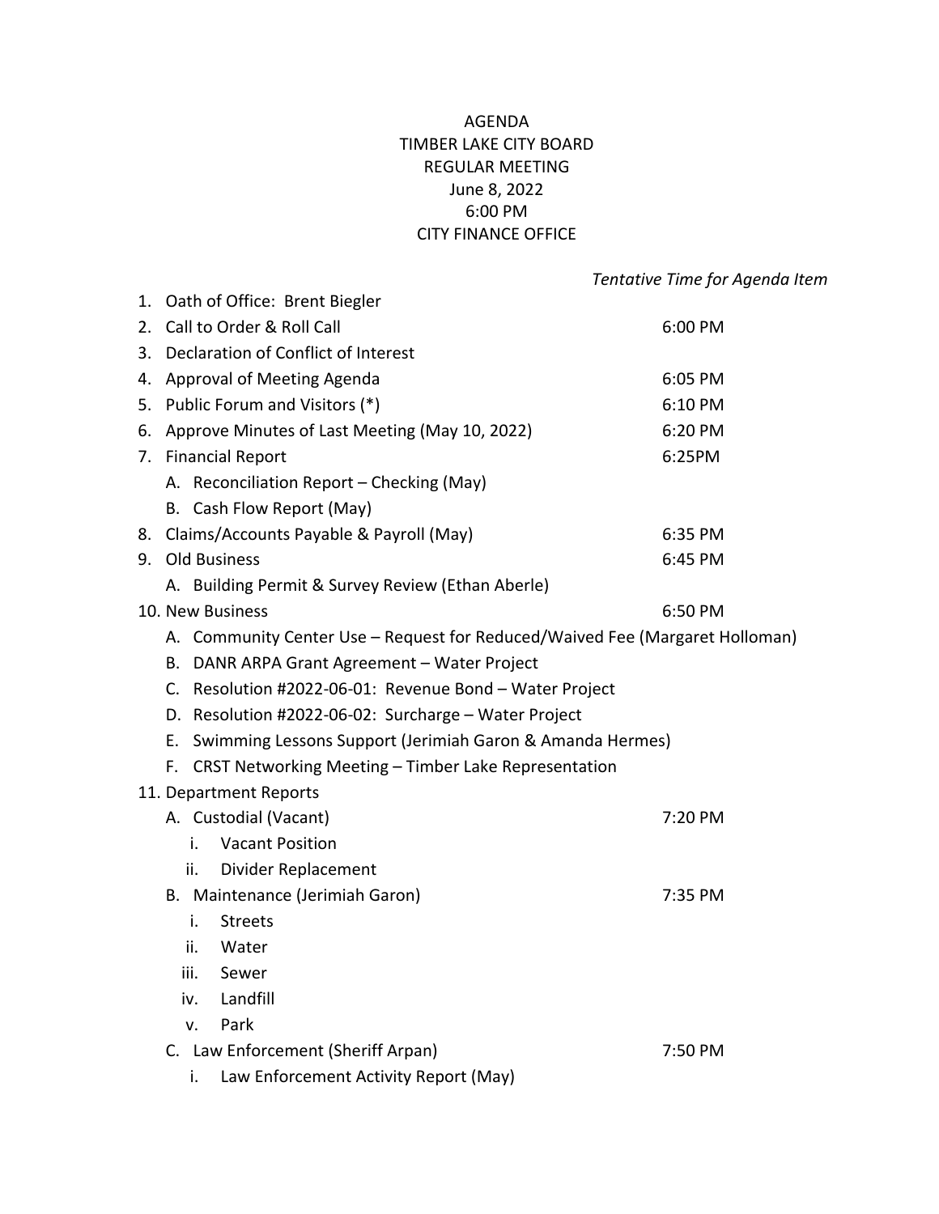# AGENDA
## TIMBER LAKE CITY BOARD
## REGULAR MEETING
June 8, 2022
6:00 PM
CITY FINANCE OFFICE

| | *Tentative Time for Agenda Item* |
|---|---|
| 1. Oath of Office: Brent Biegler | |
| 2. Call to Order & Roll Call | 6:00 PM |
| 3. Declaration of Conflict of Interest | |
| 4. Approval of Meeting Agenda | 6:05 PM |
| 5. Public Forum and Visitors (*) | 6:10 PM |
| 6. Approve Minutes of Last Meeting (May 10, 2022) | 6:20 PM |
| 7. Financial Report | 6:25PM |
| A. Reconciliation Report – Checking (May) | |
| B. Cash Flow Report (May) | |
| 8. Claims/Accounts Payable & Payroll (May) | 6:35 PM |
| 9. Old Business | 6:45 PM |
| A. Building Permit & Survey Review (Ethan Aberle) | |
| 10. New Business | 6:50 PM |
| A. Community Center Use – Request for Reduced/Waived Fee (Margaret Holloman) | |
| B. DANR ARPA Grant Agreement – Water Project | |
| C. Resolution #2022-06-01: Revenue Bond – Water Project | |
| D. Resolution #2022-06-02: Surcharge – Water Project | |
| E. Swimming Lessons Support (Jerimiah Garon & Amanda Hermes) | |
| F. CRST Networking Meeting – Timber Lake Representation | |
| 11. Department Reports | |
| A. Custodial (Vacant) | 7:20 PM |
| i. Vacant Position | |
| ii. Divider Replacement | |
| B. Maintenance (Jerimiah Garon) | 7:35 PM |
| i. Streets | |
| ii. Water | |
| iii. Sewer | |
| iv. Landfill | |
| v. Park | |
| C. Law Enforcement (Sheriff Arpan) | 7:50 PM |
| i. Law Enforcement Activity Report (May) | |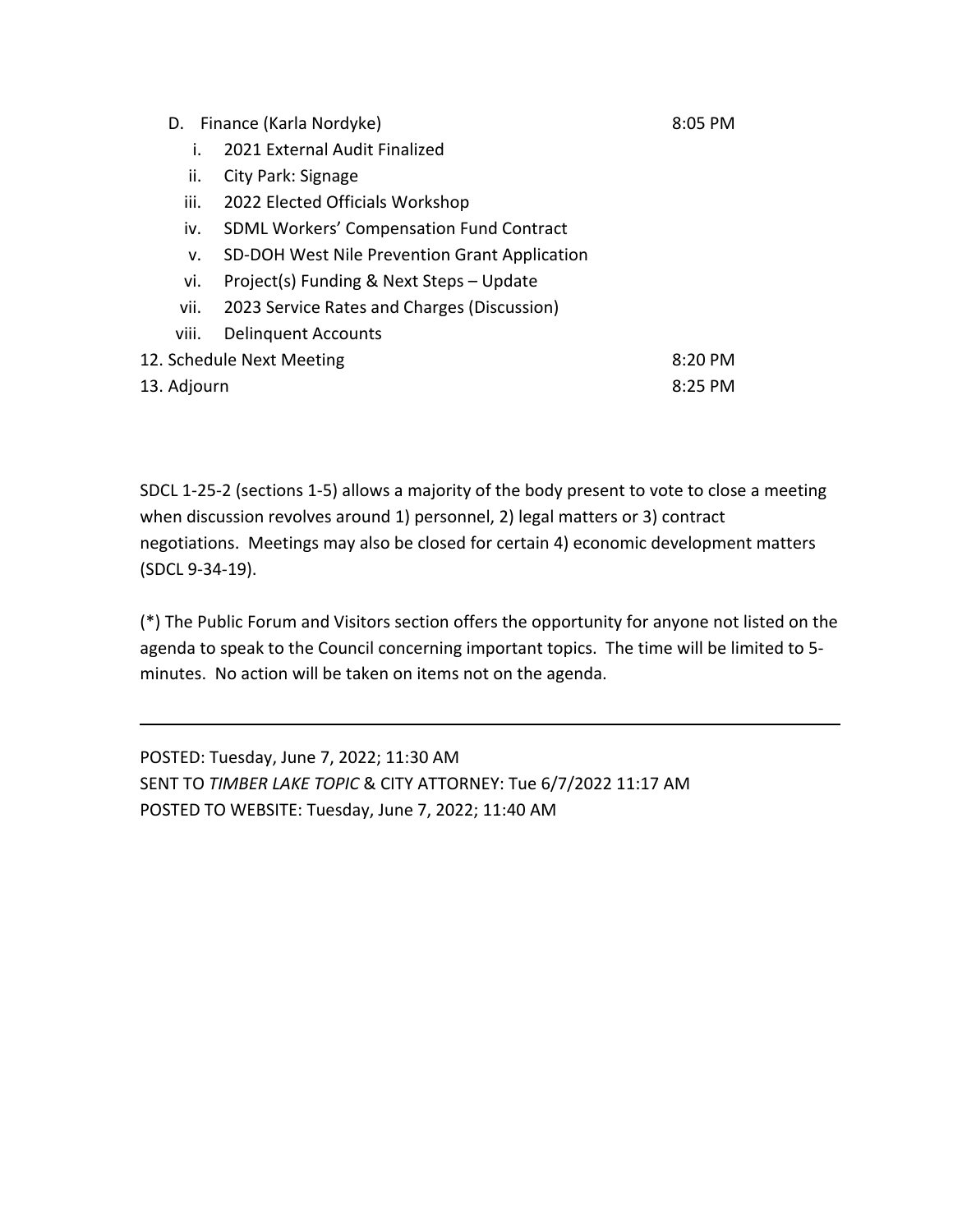D. Finance (Karla Nordyke) 8:05 PM

  i. 2021 External Audit Finalized
  ii. City Park: Signage
  iii. 2022 Elected Officials Workshop
  iv. SDML Workers' Compensation Fund Contract
  v. SD-DOH West Nile Prevention Grant Application
  vi. Project(s) Funding & Next Steps – Update
  vii. 2023 Service Rates and Charges (Discussion)
  viii. Delinquent Accounts

12. Schedule Next Meeting 8:20 PM
13. Adjourn 8:25 PM

SDCL 1-25-2 (sections 1-5) allows a majority of the body present to vote to close a meeting when discussion revolves around 1) personnel, 2) legal matters or 3) contract negotiations. Meetings may also be closed for certain 4) economic development matters (SDCL 9-34-19).

(*) The Public Forum and Visitors section offers the opportunity for anyone not listed on the agenda to speak to the Council concerning important topics. The time will be limited to 5-minutes. No action will be taken on items not on the agenda.

---

POSTED: Tuesday, June 7, 2022; 11:30 AM
SENT TO *TIMBER LAKE TOPIC* & CITY ATTORNEY: Tue 6/7/2022 11:17 AM
POSTED TO WEBSITE: Tuesday, June 7, 2022; 11:40 AM